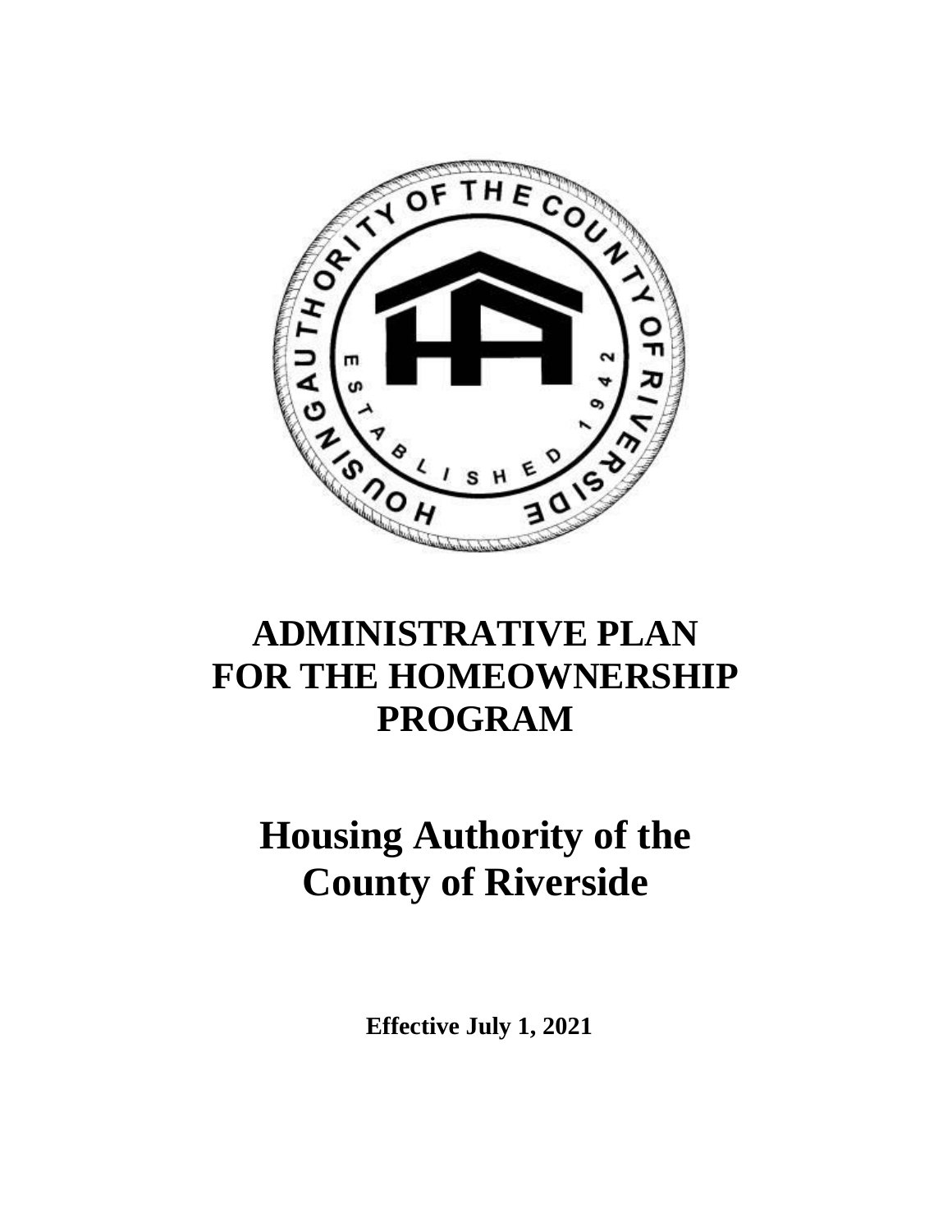# ADMINISTRATIVE PLAN FOR THE HOMEOWNERSHIP PROGRAM

# Housing Authority of the County of Riverside

**Effective July 1, 2021**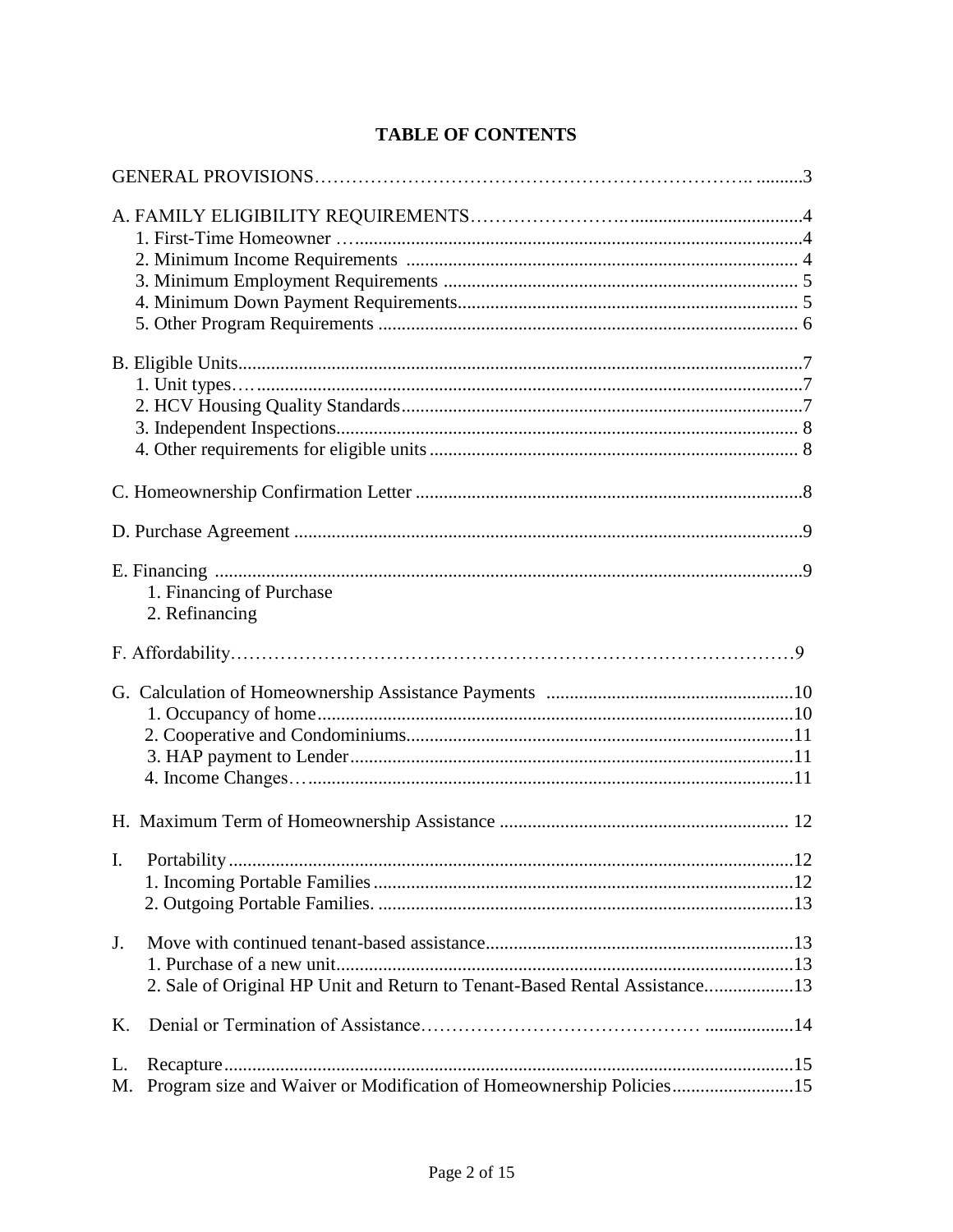# TABLE OF CONTENTS

GENERAL PROVISIONS......3

A. FAMILY ELIGIBILITY REQUIREMENTS......4
- 1. First-Time Homeowner......4
- 2. Minimum Income Requirements......4
- 3. Minimum Employment Requirements......5
- 4. Minimum Down Payment Requirements......5
- 5. Other Program Requirements......6

B. Eligible Units......7
- 1. Unit types......7
- 2. HCV Housing Quality Standards......7
- 3. Independent Inspections......8
- 4. Other requirements for eligible units......8

C. Homeownership Confirmation Letter......8

D. Purchase Agreement......9

E. Financing......9
- 1. Financing of Purchase
- 2. Refinancing

F. Affordability......9

G. Calculation of Homeownership Assistance Payments......10
- 1. Occupancy of home......10
- 2. Cooperative and Condominiums......11
- 3. HAP payment to Lender......11
- 4. Income Changes......11

H. Maximum Term of Homeownership Assistance......12

I. Portability......12
- 1. Incoming Portable Families......12
- 2. Outgoing Portable Families......13

J. Move with continued tenant-based assistance......13
- 1. Purchase of a new unit......13
- 2. Sale of Original HP Unit and Return to Tenant-Based Rental Assistance......13

K. Denial or Termination of Assistance......14

L. Recapture......15

M. Program size and Waiver or Modification of Homeownership Policies......15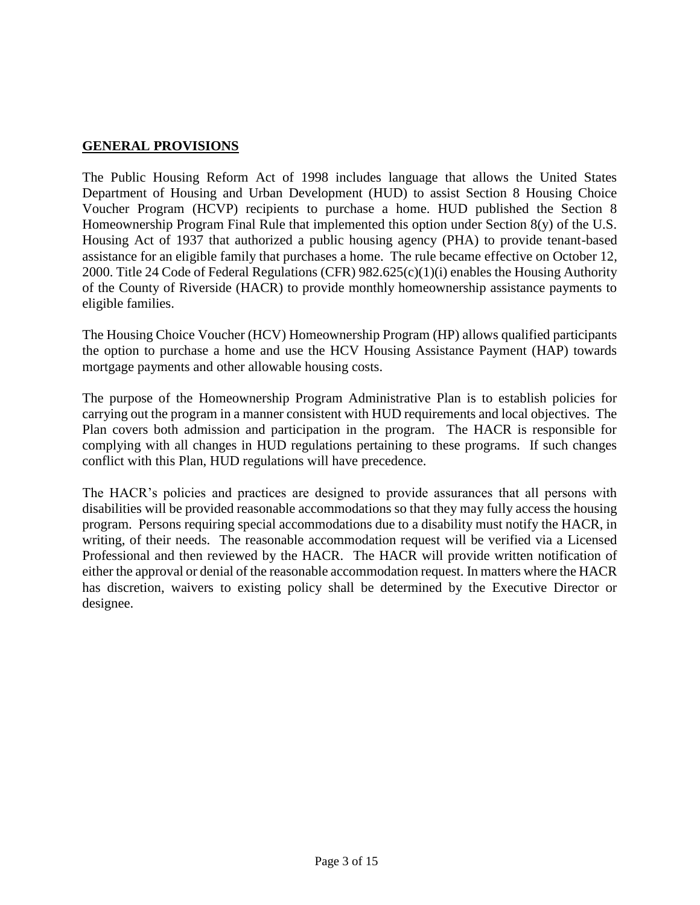## GENERAL PROVISIONS

The Public Housing Reform Act of 1998 includes language that allows the United States Department of Housing and Urban Development (HUD) to assist Section 8 Housing Choice Voucher Program (HCVP) recipients to purchase a home. HUD published the Section 8 Homeownership Program Final Rule that implemented this option under Section 8(y) of the U.S. Housing Act of 1937 that authorized a public housing agency (PHA) to provide tenant-based assistance for an eligible family that purchases a home. The rule became effective on October 12, 2000. Title 24 Code of Federal Regulations (CFR) 982.625(c)(1)(i) enables the Housing Authority of the County of Riverside (HACR) to provide monthly homeownership assistance payments to eligible families.

The Housing Choice Voucher (HCV) Homeownership Program (HP) allows qualified participants the option to purchase a home and use the HCV Housing Assistance Payment (HAP) towards mortgage payments and other allowable housing costs.

The purpose of the Homeownership Program Administrative Plan is to establish policies for carrying out the program in a manner consistent with HUD requirements and local objectives. The Plan covers both admission and participation in the program. The HACR is responsible for complying with all changes in HUD regulations pertaining to these programs. If such changes conflict with this Plan, HUD regulations will have precedence.

The HACR's policies and practices are designed to provide assurances that all persons with disabilities will be provided reasonable accommodations so that they may fully access the housing program. Persons requiring special accommodations due to a disability must notify the HACR, in writing, of their needs. The reasonable accommodation request will be verified via a Licensed Professional and then reviewed by the HACR. The HACR will provide written notification of either the approval or denial of the reasonable accommodation request. In matters where the HACR has discretion, waivers to existing policy shall be determined by the Executive Director or designee.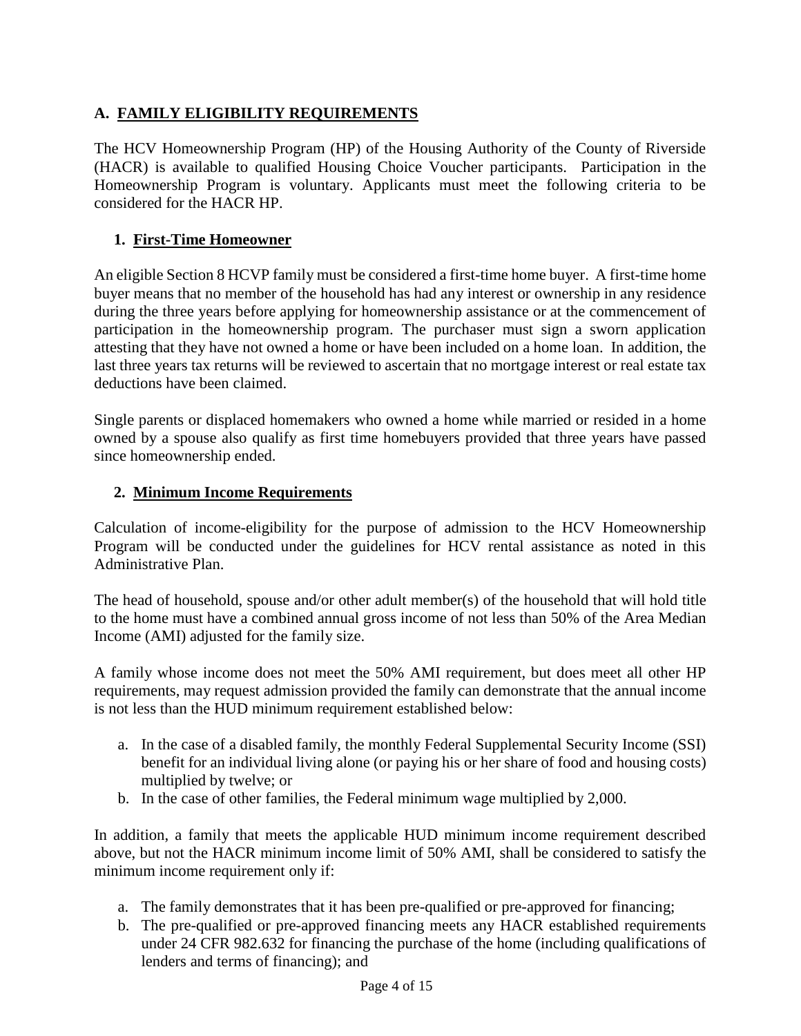## A. FAMILY ELIGIBILITY REQUIREMENTS

The HCV Homeownership Program (HP) of the Housing Authority of the County of Riverside (HACR) is available to qualified Housing Choice Voucher participants. Participation in the Homeownership Program is voluntary. Applicants must meet the following criteria to be considered for the HACR HP.

### 1. First-Time Homeowner

An eligible Section 8 HCVP family must be considered a first-time home buyer. A first-time home buyer means that no member of the household has had any interest or ownership in any residence during the three years before applying for homeownership assistance or at the commencement of participation in the homeownership program. The purchaser must sign a sworn application attesting that they have not owned a home or have been included on a home loan. In addition, the last three years tax returns will be reviewed to ascertain that no mortgage interest or real estate tax deductions have been claimed.

Single parents or displaced homemakers who owned a home while married or resided in a home owned by a spouse also qualify as first time homebuyers provided that three years have passed since homeownership ended.

### 2. Minimum Income Requirements

Calculation of income-eligibility for the purpose of admission to the HCV Homeownership Program will be conducted under the guidelines for HCV rental assistance as noted in this Administrative Plan.

The head of household, spouse and/or other adult member(s) of the household that will hold title to the home must have a combined annual gross income of not less than 50% of the Area Median Income (AMI) adjusted for the family size.

A family whose income does not meet the 50% AMI requirement, but does meet all other HP requirements, may request admission provided the family can demonstrate that the annual income is not less than the HUD minimum requirement established below:

a. In the case of a disabled family, the monthly Federal Supplemental Security Income (SSI) benefit for an individual living alone (or paying his or her share of food and housing costs) multiplied by twelve; or
b. In the case of other families, the Federal minimum wage multiplied by 2,000.

In addition, a family that meets the applicable HUD minimum income requirement described above, but not the HACR minimum income limit of 50% AMI, shall be considered to satisfy the minimum income requirement only if:

a. The family demonstrates that it has been pre-qualified or pre-approved for financing;
b. The pre-qualified or pre-approved financing meets any HACR established requirements under 24 CFR 982.632 for financing the purchase of the home (including qualifications of lenders and terms of financing); and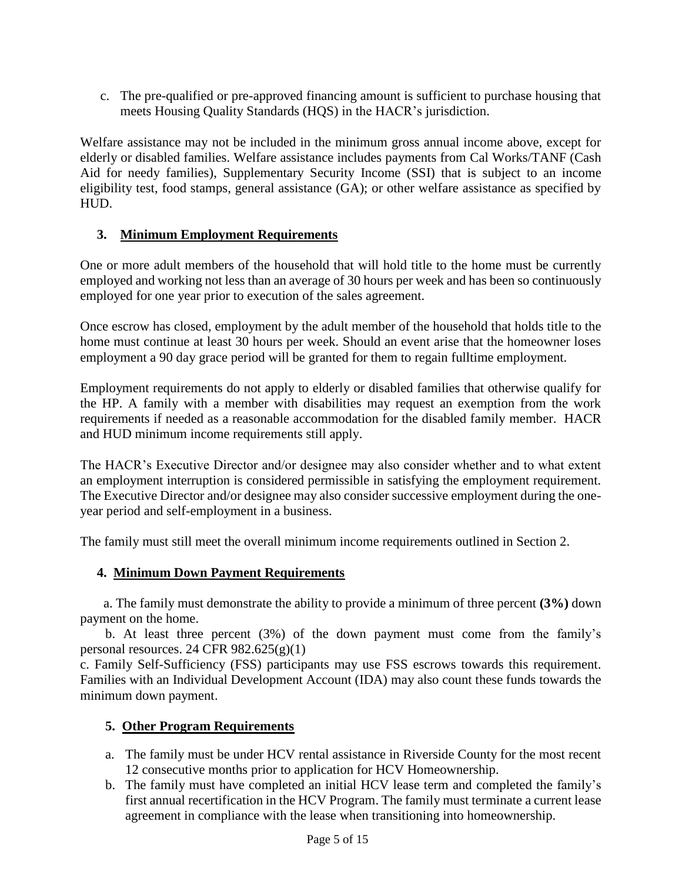c. The pre-qualified or pre-approved financing amount is sufficient to purchase housing that meets Housing Quality Standards (HQS) in the HACR's jurisdiction.

Welfare assistance may not be included in the minimum gross annual income above, except for elderly or disabled families. Welfare assistance includes payments from Cal Works/TANF (Cash Aid for needy families), Supplementary Security Income (SSI) that is subject to an income eligibility test, food stamps, general assistance (GA); or other welfare assistance as specified by HUD.

### 3. Minimum Employment Requirements

One or more adult members of the household that will hold title to the home must be currently employed and working not less than an average of 30 hours per week and has been so continuously employed for one year prior to execution of the sales agreement.

Once escrow has closed, employment by the adult member of the household that holds title to the home must continue at least 30 hours per week. Should an event arise that the homeowner loses employment a 90 day grace period will be granted for them to regain fulltime employment.

Employment requirements do not apply to elderly or disabled families that otherwise qualify for the HP. A family with a member with disabilities may request an exemption from the work requirements if needed as a reasonable accommodation for the disabled family member. HACR and HUD minimum income requirements still apply.

The HACR's Executive Director and/or designee may also consider whether and to what extent an employment interruption is considered permissible in satisfying the employment requirement. The Executive Director and/or designee may also consider successive employment during the one-year period and self-employment in a business.

The family must still meet the overall minimum income requirements outlined in Section 2.

### 4. Minimum Down Payment Requirements

a. The family must demonstrate the ability to provide a minimum of three percent **(3%)** down payment on the home.

b. At least three percent (3%) of the down payment must come from the family's personal resources. 24 CFR 982.625(g)(1)

c. Family Self-Sufficiency (FSS) participants may use FSS escrows towards this requirement. Families with an Individual Development Account (IDA) may also count these funds towards the minimum down payment.

### 5. Other Program Requirements

a. The family must be under HCV rental assistance in Riverside County for the most recent 12 consecutive months prior to application for HCV Homeownership.
b. The family must have completed an initial HCV lease term and completed the family's first annual recertification in the HCV Program. The family must terminate a current lease agreement in compliance with the lease when transitioning into homeownership.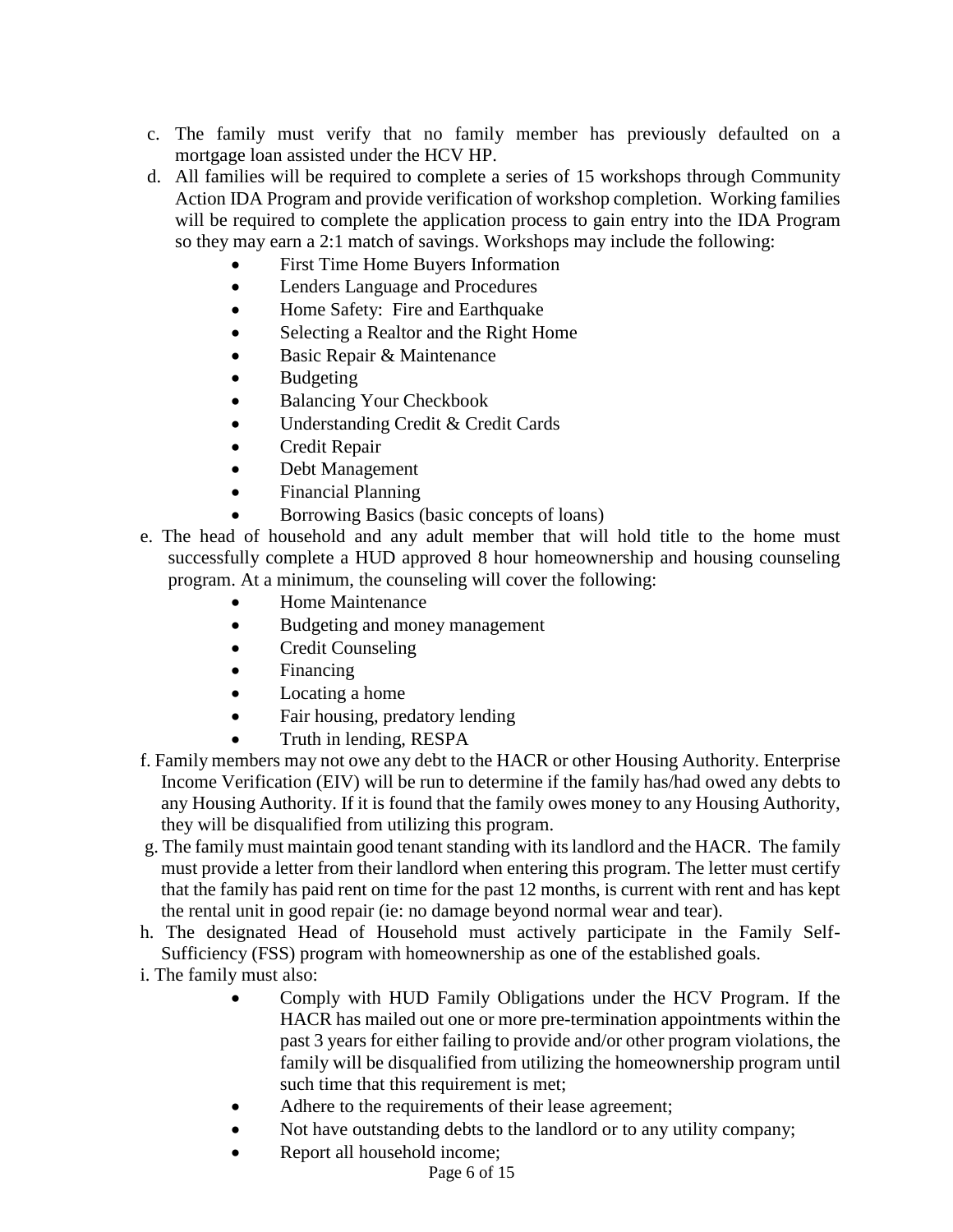c. The family must verify that no family member has previously defaulted on a mortgage loan assisted under the HCV HP.

d. All families will be required to complete a series of 15 workshops through Community Action IDA Program and provide verification of workshop completion. Working families will be required to complete the application process to gain entry into the IDA Program so they may earn a 2:1 match of savings. Workshops may include the following:
   - First Time Home Buyers Information
   - Lenders Language and Procedures
   - Home Safety: Fire and Earthquake
   - Selecting a Realtor and the Right Home
   - Basic Repair & Maintenance
   - Budgeting
   - Balancing Your Checkbook
   - Understanding Credit & Credit Cards
   - Credit Repair
   - Debt Management
   - Financial Planning
   - Borrowing Basics (basic concepts of loans)

e. The head of household and any adult member that will hold title to the home must successfully complete a HUD approved 8 hour homeownership and housing counseling program. At a minimum, the counseling will cover the following:
   - Home Maintenance
   - Budgeting and money management
   - Credit Counseling
   - Financing
   - Locating a home
   - Fair housing, predatory lending
   - Truth in lending, RESPA

f. Family members may not owe any debt to the HACR or other Housing Authority. Enterprise Income Verification (EIV) will be run to determine if the family has/had owed any debts to any Housing Authority. If it is found that the family owes money to any Housing Authority, they will be disqualified from utilizing this program.

g. The family must maintain good tenant standing with its landlord and the HACR. The family must provide a letter from their landlord when entering this program. The letter must certify that the family has paid rent on time for the past 12 months, is current with rent and has kept the rental unit in good repair (ie: no damage beyond normal wear and tear).

h. The designated Head of Household must actively participate in the Family Self-Sufficiency (FSS) program with homeownership as one of the established goals.

i. The family must also:
   - Comply with HUD Family Obligations under the HCV Program. If the HACR has mailed out one or more pre-termination appointments within the past 3 years for either failing to provide and/or other program violations, the family will be disqualified from utilizing the homeownership program until such time that this requirement is met;
   - Adhere to the requirements of their lease agreement;
   - Not have outstanding debts to the landlord or to any utility company;
   - Report all household income;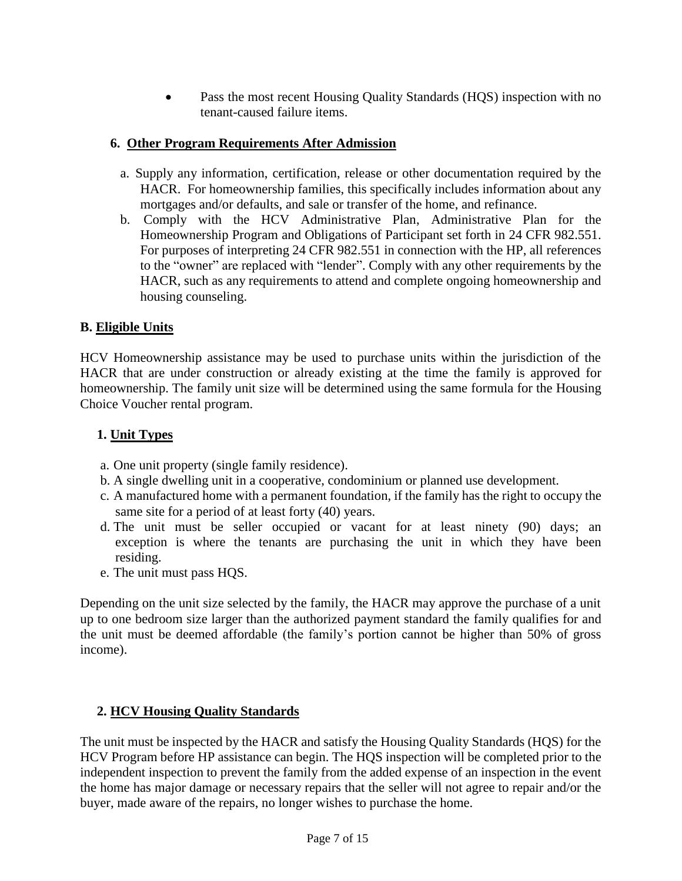- Pass the most recent Housing Quality Standards (HQS) inspection with no tenant-caused failure items.

### 6. Other Program Requirements After Admission

a. Supply any information, certification, release or other documentation required by the HACR. For homeownership families, this specifically includes information about any mortgages and/or defaults, and sale or transfer of the home, and refinance.

b. Comply with the HCV Administrative Plan, Administrative Plan for the Homeownership Program and Obligations of Participant set forth in 24 CFR 982.551. For purposes of interpreting 24 CFR 982.551 in connection with the HP, all references to the "owner" are replaced with "lender". Comply with any other requirements by the HACR, such as any requirements to attend and complete ongoing homeownership and housing counseling.

## B. Eligible Units

HCV Homeownership assistance may be used to purchase units within the jurisdiction of the HACR that are under construction or already existing at the time the family is approved for homeownership. The family unit size will be determined using the same formula for the Housing Choice Voucher rental program.

### 1. Unit Types

a. One unit property (single family residence).

b. A single dwelling unit in a cooperative, condominium or planned use development.

c. A manufactured home with a permanent foundation, if the family has the right to occupy the same site for a period of at least forty (40) years.

d. The unit must be seller occupied or vacant for at least ninety (90) days; an exception is where the tenants are purchasing the unit in which they have been residing.

e. The unit must pass HQS.

Depending on the unit size selected by the family, the HACR may approve the purchase of a unit up to one bedroom size larger than the authorized payment standard the family qualifies for and the unit must be deemed affordable (the family's portion cannot be higher than 50% of gross income).

### 2. HCV Housing Quality Standards

The unit must be inspected by the HACR and satisfy the Housing Quality Standards (HQS) for the HCV Program before HP assistance can begin. The HQS inspection will be completed prior to the independent inspection to prevent the family from the added expense of an inspection in the event the home has major damage or necessary repairs that the seller will not agree to repair and/or the buyer, made aware of the repairs, no longer wishes to purchase the home.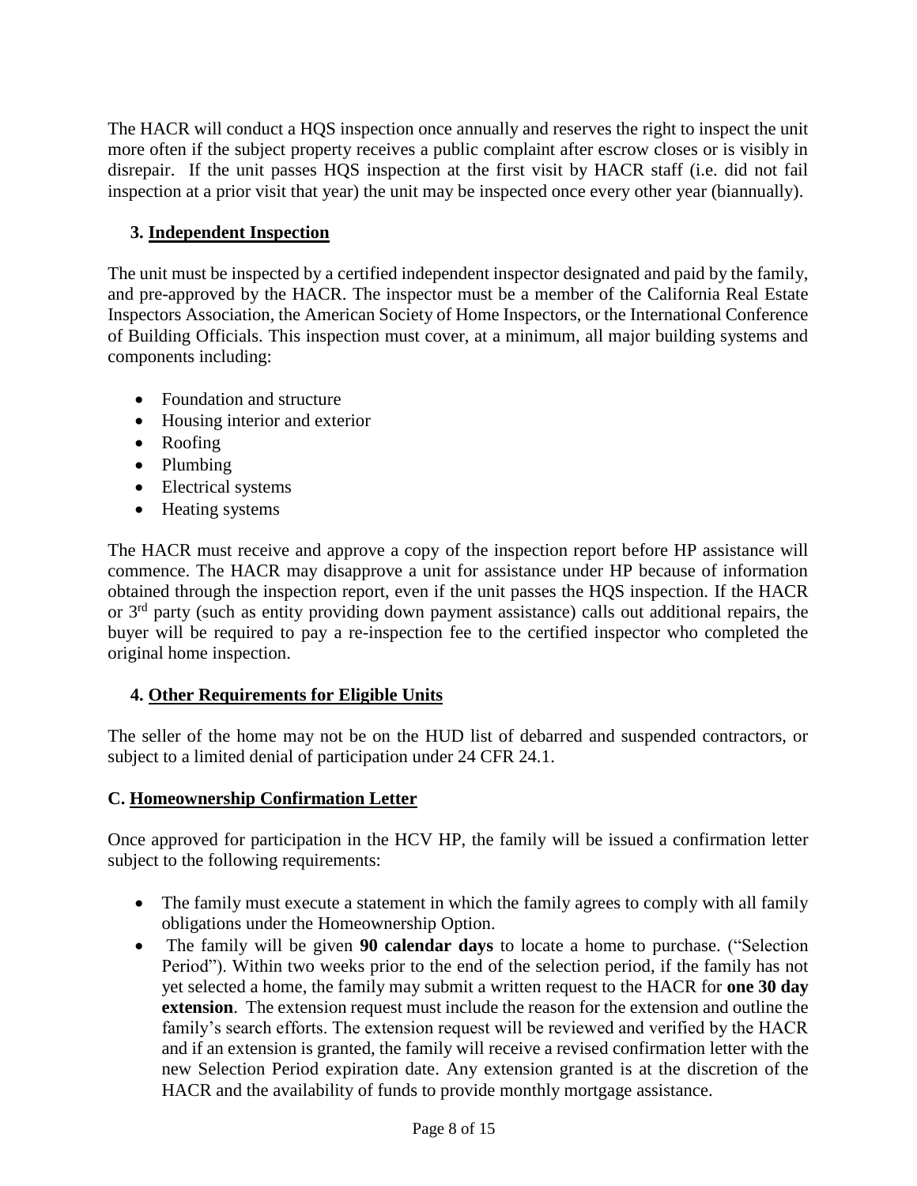The HACR will conduct a HQS inspection once annually and reserves the right to inspect the unit more often if the subject property receives a public complaint after escrow closes or is visibly in disrepair. If the unit passes HQS inspection at the first visit by HACR staff (i.e. did not fail inspection at a prior visit that year) the unit may be inspected once every other year (biannually).

### 3. Independent Inspection

The unit must be inspected by a certified independent inspector designated and paid by the family, and pre-approved by the HACR. The inspector must be a member of the California Real Estate Inspectors Association, the American Society of Home Inspectors, or the International Conference of Building Officials. This inspection must cover, at a minimum, all major building systems and components including:

- Foundation and structure
- Housing interior and exterior
- Roofing
- Plumbing
- Electrical systems
- Heating systems

The HACR must receive and approve a copy of the inspection report before HP assistance will commence. The HACR may disapprove a unit for assistance under HP because of information obtained through the inspection report, even if the unit passes the HQS inspection. If the HACR or 3rd party (such as entity providing down payment assistance) calls out additional repairs, the buyer will be required to pay a re-inspection fee to the certified inspector who completed the original home inspection.

### 4. Other Requirements for Eligible Units

The seller of the home may not be on the HUD list of debarred and suspended contractors, or subject to a limited denial of participation under 24 CFR 24.1.

## C. Homeownership Confirmation Letter

Once approved for participation in the HCV HP, the family will be issued a confirmation letter subject to the following requirements:

- The family must execute a statement in which the family agrees to comply with all family obligations under the Homeownership Option.
- The family will be given **90 calendar days** to locate a home to purchase. ("Selection Period"). Within two weeks prior to the end of the selection period, if the family has not yet selected a home, the family may submit a written request to the HACR for **one 30 day extension**. The extension request must include the reason for the extension and outline the family's search efforts. The extension request will be reviewed and verified by the HACR and if an extension is granted, the family will receive a revised confirmation letter with the new Selection Period expiration date. Any extension granted is at the discretion of the HACR and the availability of funds to provide monthly mortgage assistance.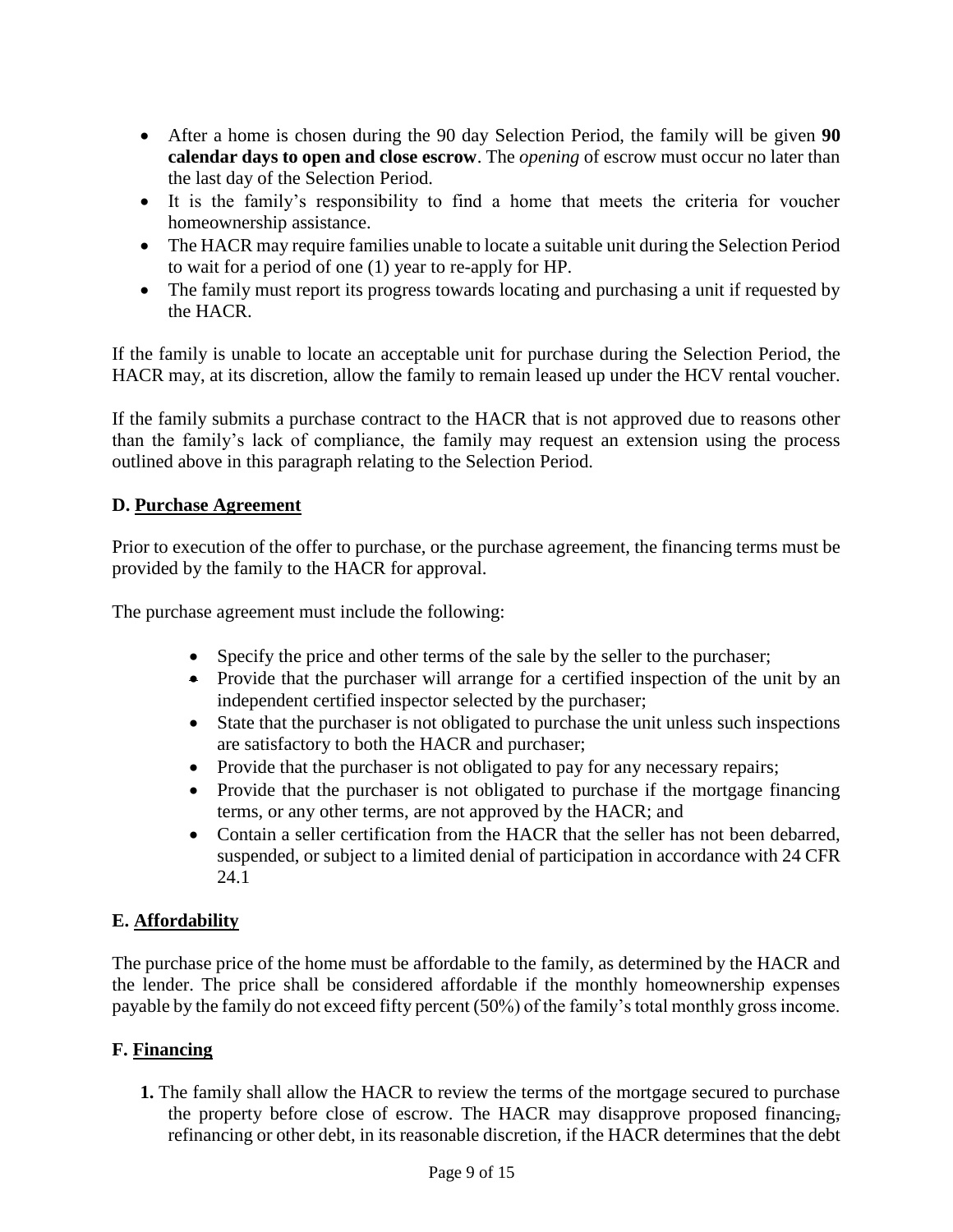- After a home is chosen during the 90 day Selection Period, the family will be given **90 calendar days to open and close escrow**. The *opening* of escrow must occur no later than the last day of the Selection Period.
- It is the family's responsibility to find a home that meets the criteria for voucher homeownership assistance.
- The HACR may require families unable to locate a suitable unit during the Selection Period to wait for a period of one (1) year to re-apply for HP.
- The family must report its progress towards locating and purchasing a unit if requested by the HACR.

If the family is unable to locate an acceptable unit for purchase during the Selection Period, the HACR may, at its discretion, allow the family to remain leased up under the HCV rental voucher.

If the family submits a purchase contract to the HACR that is not approved due to reasons other than the family's lack of compliance, the family may request an extension using the process outlined above in this paragraph relating to the Selection Period.

**D. Purchase Agreement**

Prior to execution of the offer to purchase, or the purchase agreement, the financing terms must be provided by the family to the HACR for approval.

The purchase agreement must include the following:

- Specify the price and other terms of the sale by the seller to the purchaser;
- Provide that the purchaser will arrange for a certified inspection of the unit by an independent certified inspector selected by the purchaser;
- State that the purchaser is not obligated to purchase the unit unless such inspections are satisfactory to both the HACR and purchaser;
- Provide that the purchaser is not obligated to pay for any necessary repairs;
- Provide that the purchaser is not obligated to purchase if the mortgage financing terms, or any other terms, are not approved by the HACR; and
- Contain a seller certification from the HACR that the seller has not been debarred, suspended, or subject to a limited denial of participation in accordance with 24 CFR 24.1

**E. Affordability**

The purchase price of the home must be affordable to the family, as determined by the HACR and the lender. The price shall be considered affordable if the monthly homeownership expenses payable by the family do not exceed fifty percent (50%) of the family's total monthly gross income.

**F. Financing**

1. The family shall allow the HACR to review the terms of the mortgage secured to purchase the property before close of escrow. The HACR may disapprove proposed financing, refinancing or other debt, in its reasonable discretion, if the HACR determines that the debt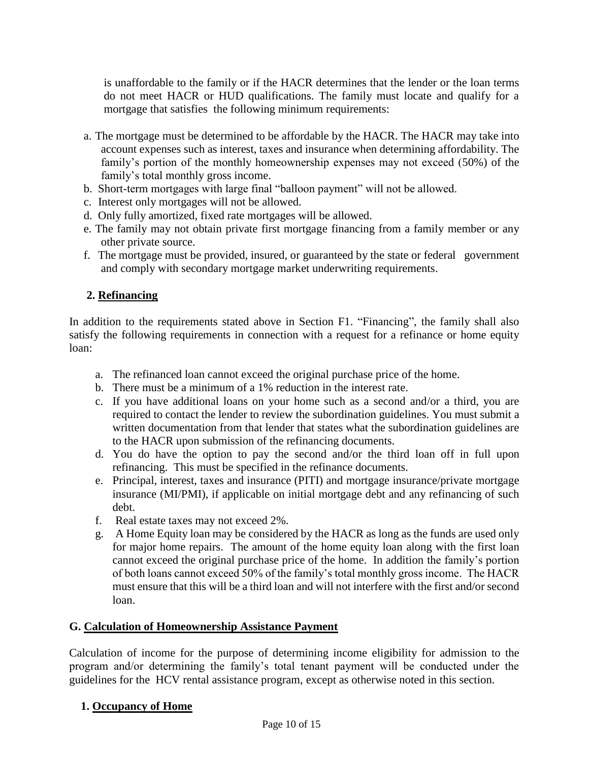is unaffordable to the family or if the HACR determines that the lender or the loan terms do not meet HACR or HUD qualifications. The family must locate and qualify for a mortgage that satisfies the following minimum requirements:

a. The mortgage must be determined to be affordable by the HACR. The HACR may take into account expenses such as interest, taxes and insurance when determining affordability. The family's portion of the monthly homeownership expenses may not exceed (50%) of the family's total monthly gross income.
b. Short-term mortgages with large final "balloon payment" will not be allowed.
c. Interest only mortgages will not be allowed.
d. Only fully amortized, fixed rate mortgages will be allowed.
e. The family may not obtain private first mortgage financing from a family member or any other private source.
f. The mortgage must be provided, insured, or guaranteed by the state or federal government and comply with secondary mortgage market underwriting requirements.

### 2. Refinancing

In addition to the requirements stated above in Section F1. "Financing", the family shall also satisfy the following requirements in connection with a request for a refinance or home equity loan:

a. The refinanced loan cannot exceed the original purchase price of the home.
b. There must be a minimum of a 1% reduction in the interest rate.
c. If you have additional loans on your home such as a second and/or a third, you are required to contact the lender to review the subordination guidelines. You must submit a written documentation from that lender that states what the subordination guidelines are to the HACR upon submission of the refinancing documents.
d. You do have the option to pay the second and/or the third loan off in full upon refinancing. This must be specified in the refinance documents.
e. Principal, interest, taxes and insurance (PITI) and mortgage insurance/private mortgage insurance (MI/PMI), if applicable on initial mortgage debt and any refinancing of such debt.
f. Real estate taxes may not exceed 2%.
g. A Home Equity loan may be considered by the HACR as long as the funds are used only for major home repairs. The amount of the home equity loan along with the first loan cannot exceed the original purchase price of the home. In addition the family's portion of both loans cannot exceed 50% of the family's total monthly gross income. The HACR must ensure that this will be a third loan and will not interfere with the first and/or second loan.

## G. Calculation of Homeownership Assistance Payment

Calculation of income for the purpose of determining income eligibility for admission to the program and/or determining the family's total tenant payment will be conducted under the guidelines for the HCV rental assistance program, except as otherwise noted in this section.

### 1. Occupancy of Home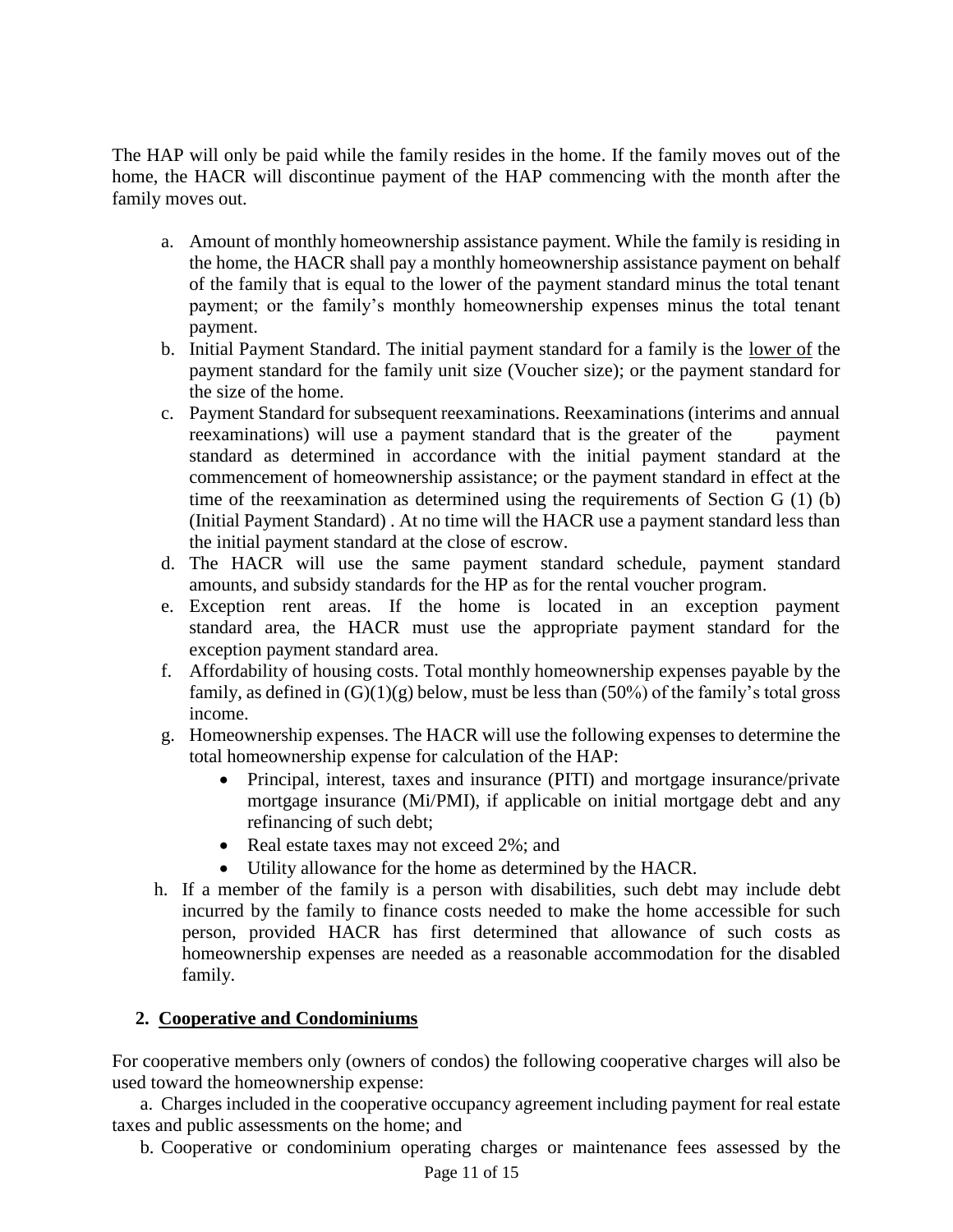The HAP will only be paid while the family resides in the home. If the family moves out of the home, the HACR will discontinue payment of the HAP commencing with the month after the family moves out.

a. Amount of monthly homeownership assistance payment. While the family is residing in the home, the HACR shall pay a monthly homeownership assistance payment on behalf of the family that is equal to the lower of the payment standard minus the total tenant payment; or the family's monthly homeownership expenses minus the total tenant payment.
b. Initial Payment Standard. The initial payment standard for a family is the <u>lower of</u> the payment standard for the family unit size (Voucher size); or the payment standard for the size of the home.
c. Payment Standard for subsequent reexaminations. Reexaminations (interims and annual reexaminations) will use a payment standard that is the greater of the payment standard as determined in accordance with the initial payment standard at the commencement of homeownership assistance; or the payment standard in effect at the time of the reexamination as determined using the requirements of Section G (1) (b) (Initial Payment Standard) . At no time will the HACR use a payment standard less than the initial payment standard at the close of escrow.
d. The HACR will use the same payment standard schedule, payment standard amounts, and subsidy standards for the HP as for the rental voucher program.
e. Exception rent areas. If the home is located in an exception payment standard area, the HACR must use the appropriate payment standard for the exception payment standard area.
f. Affordability of housing costs. Total monthly homeownership expenses payable by the family, as defined in (G)(1)(g) below, must be less than (50%) of the family's total gross income.
g. Homeownership expenses. The HACR will use the following expenses to determine the total homeownership expense for calculation of the HAP:
    - Principal, interest, taxes and insurance (PITI) and mortgage insurance/private mortgage insurance (Mi/PMI), if applicable on initial mortgage debt and any refinancing of such debt;
    - Real estate taxes may not exceed 2%; and
    - Utility allowance for the home as determined by the HACR.
h. If a member of the family is a person with disabilities, such debt may include debt incurred by the family to finance costs needed to make the home accessible for such person, provided HACR has first determined that allowance of such costs as homeownership expenses are needed as a reasonable accommodation for the disabled family.

**2. <u>Cooperative and Condominiums</u>**

For cooperative members only (owners of condos) the following cooperative charges will also be used toward the homeownership expense:

a. Charges included in the cooperative occupancy agreement including payment for real estate taxes and public assessments on the home; and

b. Cooperative or condominium operating charges or maintenance fees assessed by the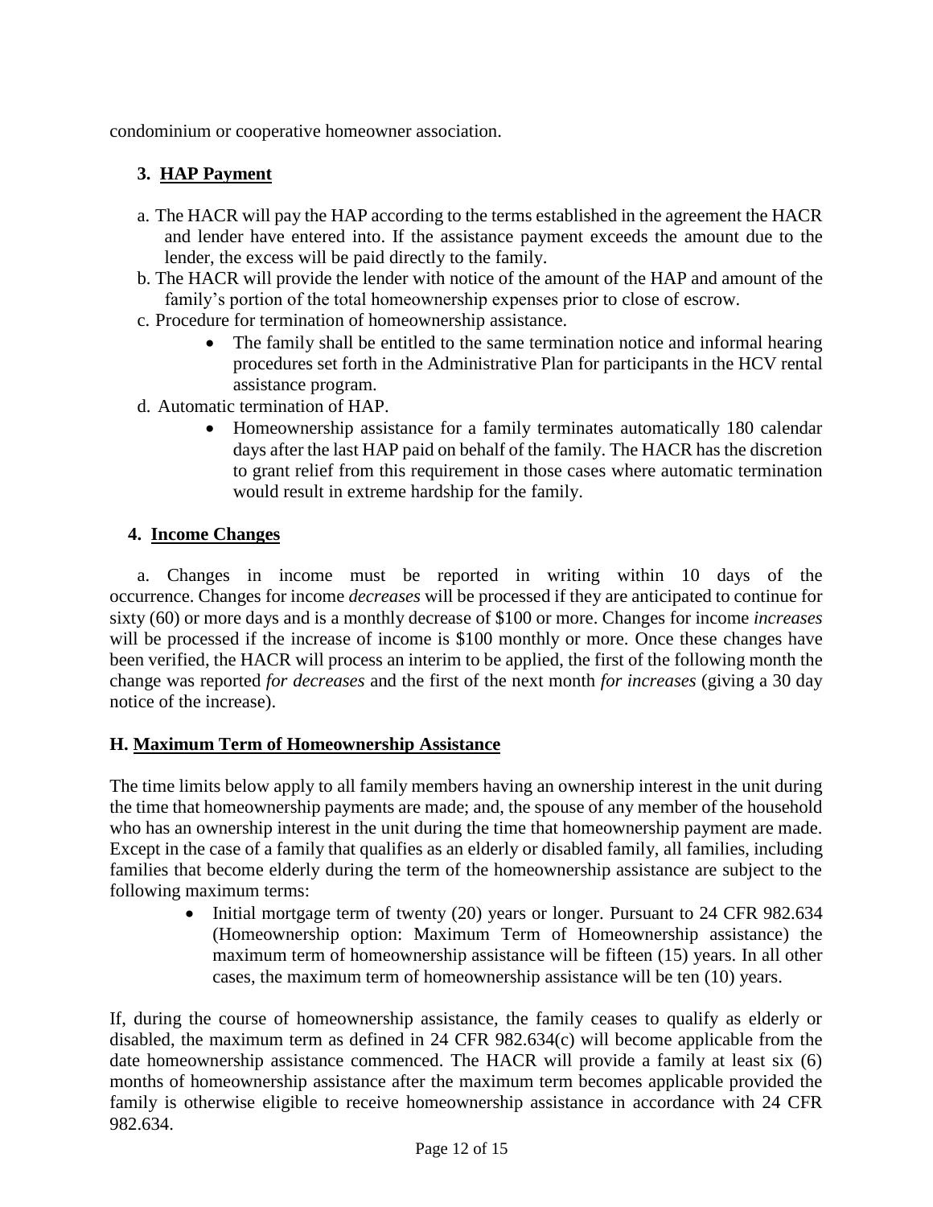condominium or cooperative homeowner association.

### 3. <u>HAP Payment</u>

a. The HACR will pay the HAP according to the terms established in the agreement the HACR and lender have entered into. If the assistance payment exceeds the amount due to the lender, the excess will be paid directly to the family.

b. The HACR will provide the lender with notice of the amount of the HAP and amount of the family's portion of the total homeownership expenses prior to close of escrow.

c. Procedure for termination of homeownership assistance.

- The family shall be entitled to the same termination notice and informal hearing procedures set forth in the Administrative Plan for participants in the HCV rental assistance program.

d. Automatic termination of HAP.

- Homeownership assistance for a family terminates automatically 180 calendar days after the last HAP paid on behalf of the family. The HACR has the discretion to grant relief from this requirement in those cases where automatic termination would result in extreme hardship for the family.

### 4. <u>Income Changes</u>

a. Changes in income must be reported in writing within 10 days of the occurrence. Changes for income *decreases* will be processed if they are anticipated to continue for sixty (60) or more days and is a monthly decrease of $100 or more. Changes for income *increases* will be processed if the increase of income is $100 monthly or more. Once these changes have been verified, the HACR will process an interim to be applied, the first of the following month the change was reported *for decreases* and the first of the next month *for increases* (giving a 30 day notice of the increase).

## H. <u>Maximum Term of Homeownership Assistance</u>

The time limits below apply to all family members having an ownership interest in the unit during the time that homeownership payments are made; and, the spouse of any member of the household who has an ownership interest in the unit during the time that homeownership payment are made. Except in the case of a family that qualifies as an elderly or disabled family, all families, including families that become elderly during the term of the homeownership assistance are subject to the following maximum terms:

- Initial mortgage term of twenty (20) years or longer. Pursuant to 24 CFR 982.634 (Homeownership option: Maximum Term of Homeownership assistance) the maximum term of homeownership assistance will be fifteen (15) years. In all other cases, the maximum term of homeownership assistance will be ten (10) years.

If, during the course of homeownership assistance, the family ceases to qualify as elderly or disabled, the maximum term as defined in 24 CFR 982.634(c) will become applicable from the date homeownership assistance commenced. The HACR will provide a family at least six (6) months of homeownership assistance after the maximum term becomes applicable provided the family is otherwise eligible to receive homeownership assistance in accordance with 24 CFR 982.634.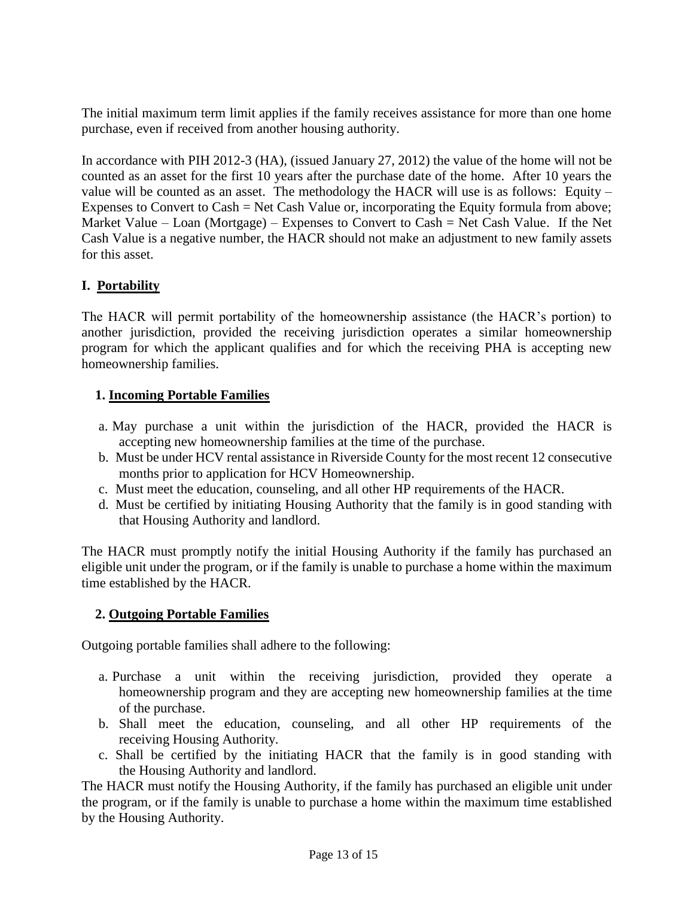The initial maximum term limit applies if the family receives assistance for more than one home purchase, even if received from another housing authority.

In accordance with PIH 2012-3 (HA), (issued January 27, 2012) the value of the home will not be counted as an asset for the first 10 years after the purchase date of the home. After 10 years the value will be counted as an asset. The methodology the HACR will use is as follows: Equity – Expenses to Convert to Cash = Net Cash Value or, incorporating the Equity formula from above; Market Value – Loan (Mortgage) – Expenses to Convert to Cash = Net Cash Value. If the Net Cash Value is a negative number, the HACR should not make an adjustment to new family assets for this asset.

## I. Portability

The HACR will permit portability of the homeownership assistance (the HACR's portion) to another jurisdiction, provided the receiving jurisdiction operates a similar homeownership program for which the applicant qualifies and for which the receiving PHA is accepting new homeownership families.

### 1. Incoming Portable Families

a. May purchase a unit within the jurisdiction of the HACR, provided the HACR is accepting new homeownership families at the time of the purchase.
b. Must be under HCV rental assistance in Riverside County for the most recent 12 consecutive months prior to application for HCV Homeownership.
c. Must meet the education, counseling, and all other HP requirements of the HACR.
d. Must be certified by initiating Housing Authority that the family is in good standing with that Housing Authority and landlord.

The HACR must promptly notify the initial Housing Authority if the family has purchased an eligible unit under the program, or if the family is unable to purchase a home within the maximum time established by the HACR.

### 2. Outgoing Portable Families

Outgoing portable families shall adhere to the following:

a. Purchase a unit within the receiving jurisdiction, provided they operate a homeownership program and they are accepting new homeownership families at the time of the purchase.
b. Shall meet the education, counseling, and all other HP requirements of the receiving Housing Authority.
c. Shall be certified by the initiating HACR that the family is in good standing with the Housing Authority and landlord.

The HACR must notify the Housing Authority, if the family has purchased an eligible unit under the program, or if the family is unable to purchase a home within the maximum time established by the Housing Authority.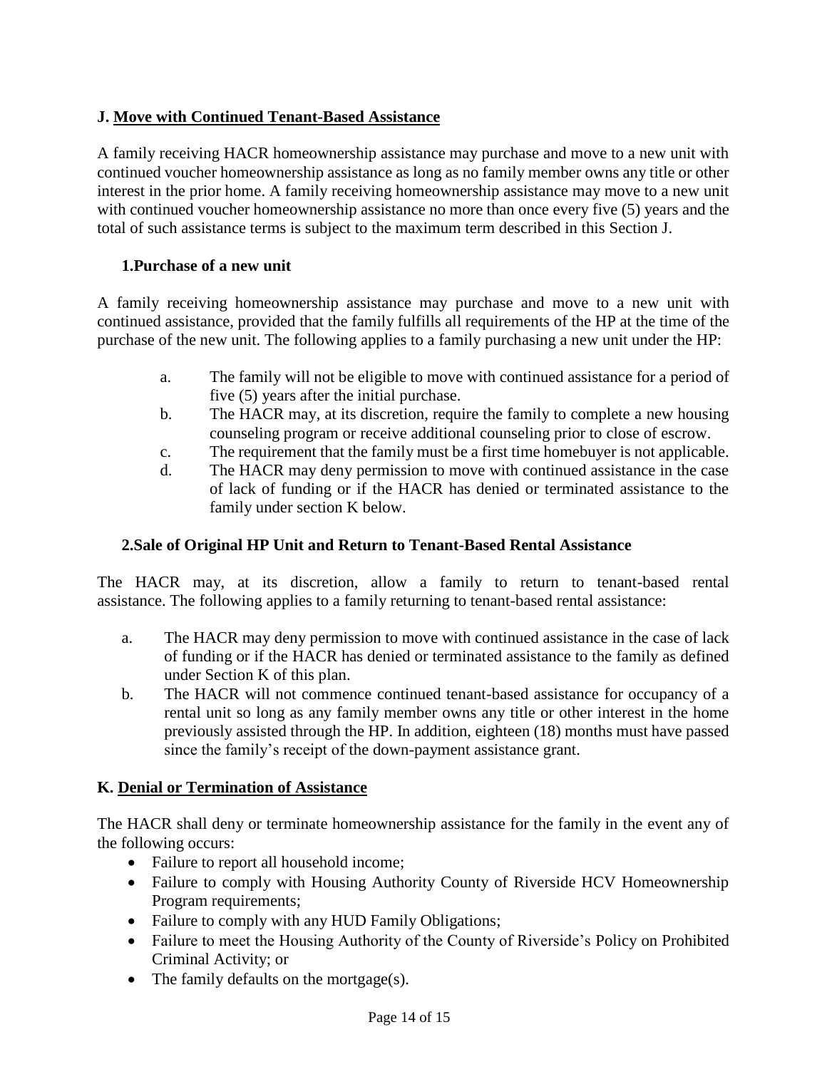## J. Move with Continued Tenant-Based Assistance

A family receiving HACR homeownership assistance may purchase and move to a new unit with continued voucher homeownership assistance as long as no family member owns any title or other interest in the prior home. A family receiving homeownership assistance may move to a new unit with continued voucher homeownership assistance no more than once every five (5) years and the total of such assistance terms is subject to the maximum term described in this Section J.

### 1.Purchase of a new unit

A family receiving homeownership assistance may purchase and move to a new unit with continued assistance, provided that the family fulfills all requirements of the HP at the time of the purchase of the new unit. The following applies to a family purchasing a new unit under the HP:

a. The family will not be eligible to move with continued assistance for a period of five (5) years after the initial purchase.

b. The HACR may, at its discretion, require the family to complete a new housing counseling program or receive additional counseling prior to close of escrow.

c. The requirement that the family must be a first time homebuyer is not applicable.

d. The HACR may deny permission to move with continued assistance in the case of lack of funding or if the HACR has denied or terminated assistance to the family under section K below.

### 2.Sale of Original HP Unit and Return to Tenant-Based Rental Assistance

The HACR may, at its discretion, allow a family to return to tenant-based rental assistance. The following applies to a family returning to tenant-based rental assistance:

a. The HACR may deny permission to move with continued assistance in the case of lack of funding or if the HACR has denied or terminated assistance to the family as defined under Section K of this plan.

b. The HACR will not commence continued tenant-based assistance for occupancy of a rental unit so long as any family member owns any title or other interest in the home previously assisted through the HP. In addition, eighteen (18) months must have passed since the family's receipt of the down-payment assistance grant.

## K. Denial or Termination of Assistance

The HACR shall deny or terminate homeownership assistance for the family in the event any of the following occurs:

- Failure to report all household income;
- Failure to comply with Housing Authority County of Riverside HCV Homeownership Program requirements;
- Failure to comply with any HUD Family Obligations;
- Failure to meet the Housing Authority of the County of Riverside's Policy on Prohibited Criminal Activity; or
- The family defaults on the mortgage(s).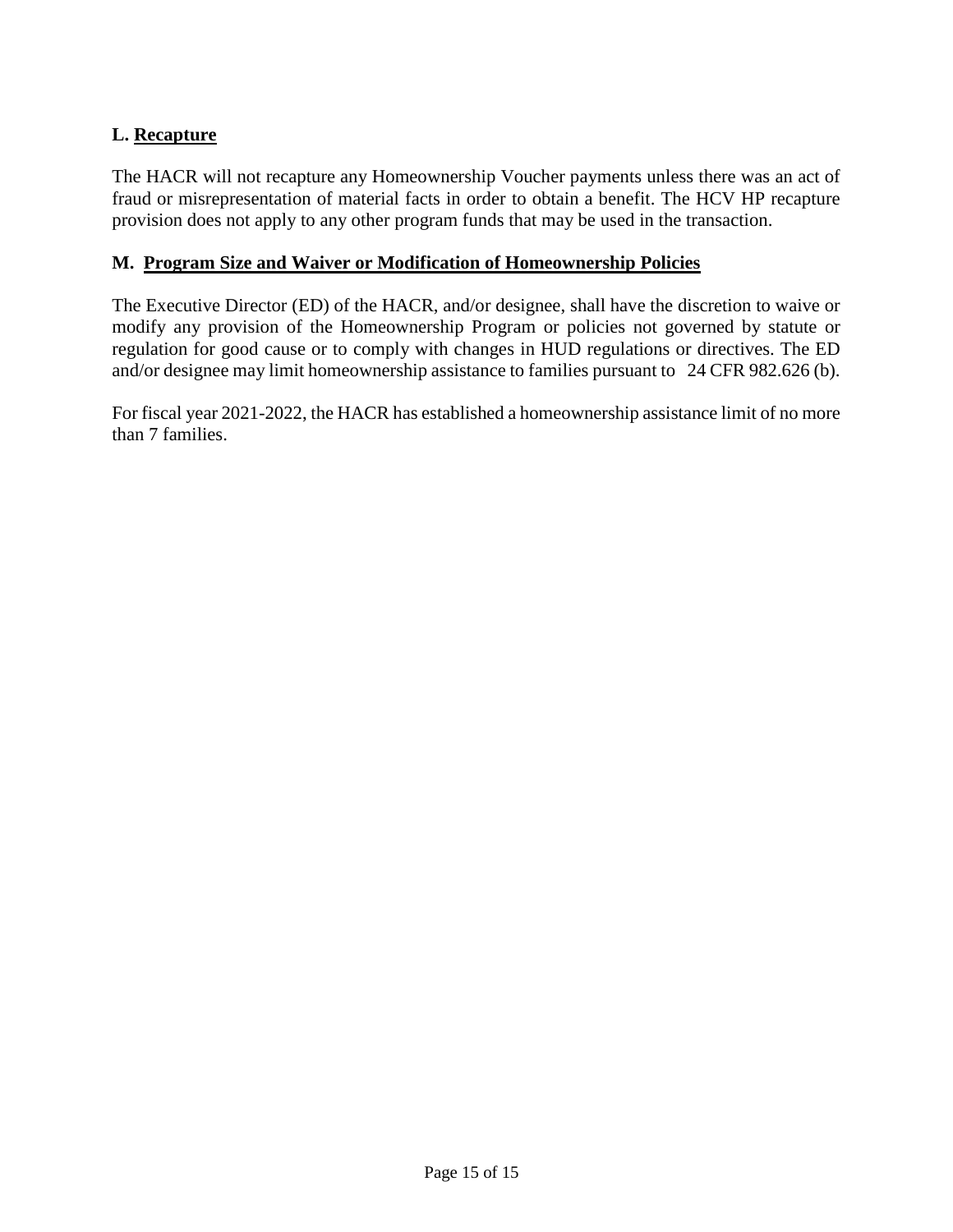### L. Recapture

The HACR will not recapture any Homeownership Voucher payments unless there was an act of fraud or misrepresentation of material facts in order to obtain a benefit. The HCV HP recapture provision does not apply to any other program funds that may be used in the transaction.

### M. Program Size and Waiver or Modification of Homeownership Policies

The Executive Director (ED) of the HACR, and/or designee, shall have the discretion to waive or modify any provision of the Homeownership Program or policies not governed by statute or regulation for good cause or to comply with changes in HUD regulations or directives. The ED and/or designee may limit homeownership assistance to families pursuant to 24 CFR 982.626 (b).

For fiscal year 2021-2022, the HACR has established a homeownership assistance limit of no more than 7 families.